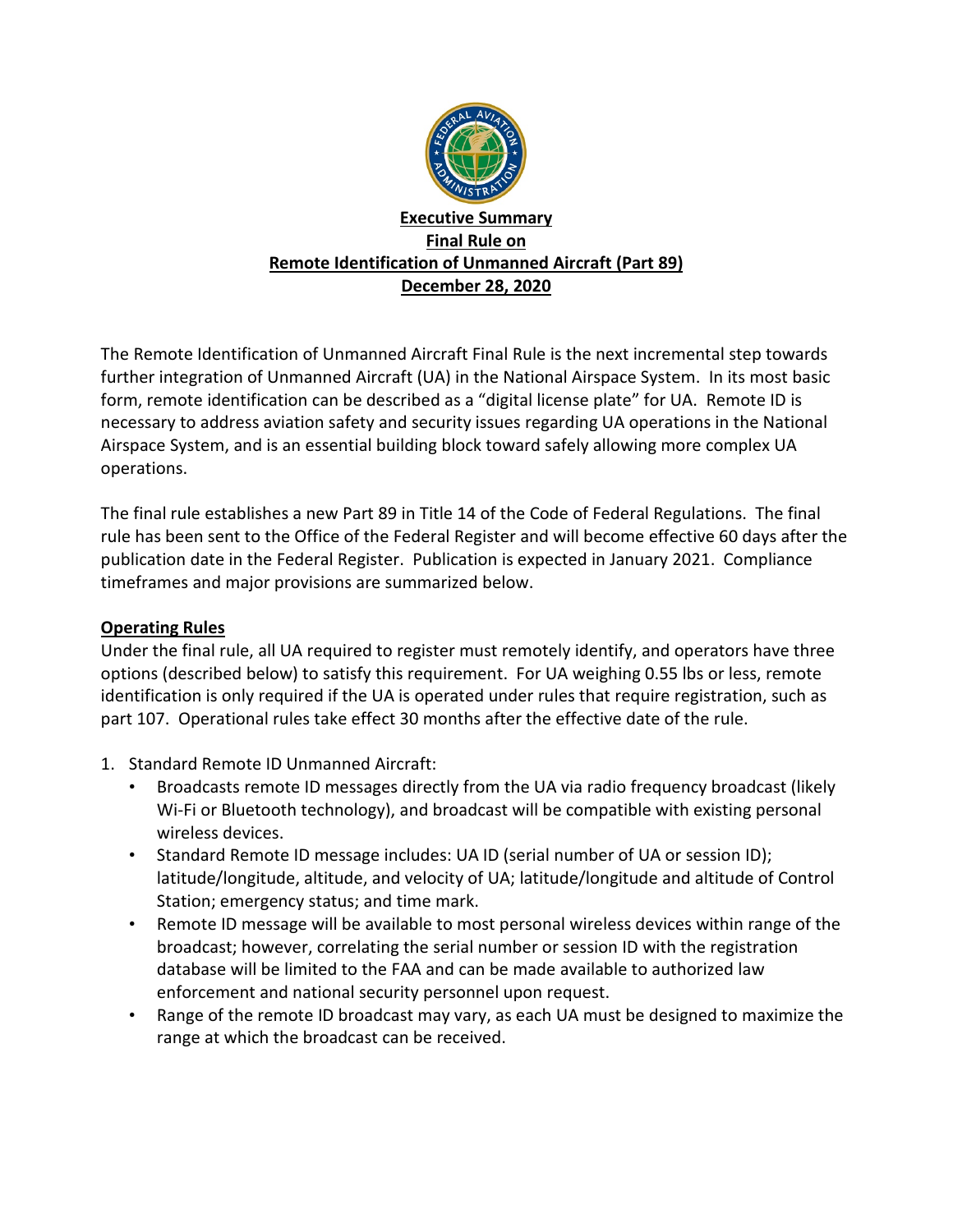**Executive Summary**
**Final Rule on**
**Remote Identification of Unmanned Aircraft (Part 89)**
**December 28, 2020**

The Remote Identification of Unmanned Aircraft Final Rule is the next incremental step towards further integration of Unmanned Aircraft (UA) in the National Airspace System. In its most basic form, remote identification can be described as a "digital license plate" for UA. Remote ID is necessary to address aviation safety and security issues regarding UA operations in the National Airspace System, and is an essential building block toward safely allowing more complex UA operations.

The final rule establishes a new Part 89 in Title 14 of the Code of Federal Regulations. The final rule has been sent to the Office of the Federal Register and will become effective 60 days after the publication date in the Federal Register. Publication is expected in January 2021. Compliance timeframes and major provisions are summarized below.

## Operating Rules

Under the final rule, all UA required to register must remotely identify, and operators have three options (described below) to satisfy this requirement. For UA weighing 0.55 lbs or less, remote identification is only required if the UA is operated under rules that require registration, such as part 107. Operational rules take effect 30 months after the effective date of the rule.

1. Standard Remote ID Unmanned Aircraft:
   - Broadcasts remote ID messages directly from the UA via radio frequency broadcast (likely Wi-Fi or Bluetooth technology), and broadcast will be compatible with existing personal wireless devices.
   - Standard Remote ID message includes: UA ID (serial number of UA or session ID); latitude/longitude, altitude, and velocity of UA; latitude/longitude and altitude of Control Station; emergency status; and time mark.
   - Remote ID message will be available to most personal wireless devices within range of the broadcast; however, correlating the serial number or session ID with the registration database will be limited to the FAA and can be made available to authorized law enforcement and national security personnel upon request.
   - Range of the remote ID broadcast may vary, as each UA must be designed to maximize the range at which the broadcast can be received.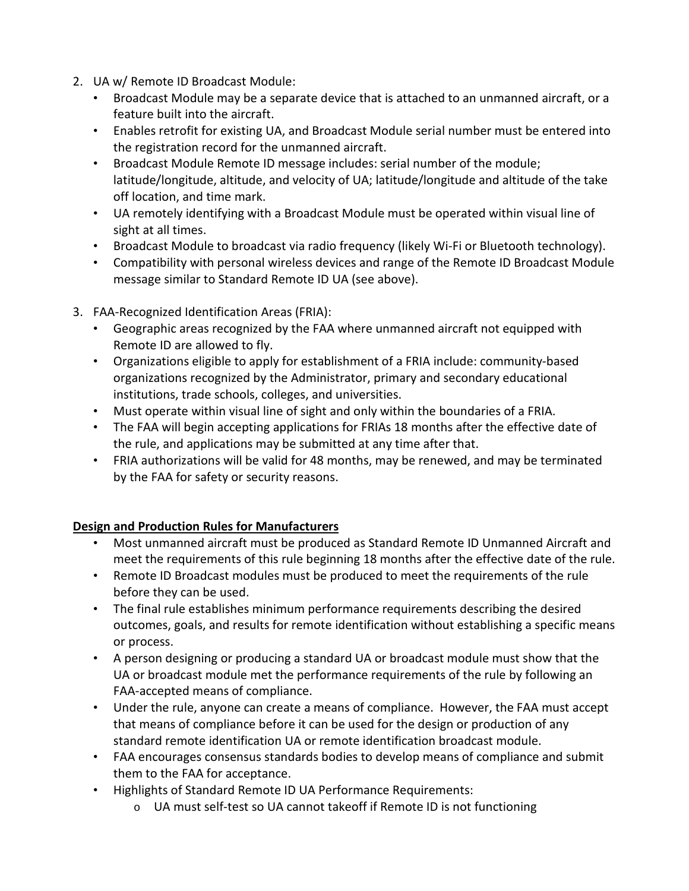2. UA w/ Remote ID Broadcast Module:
   - Broadcast Module may be a separate device that is attached to an unmanned aircraft, or a feature built into the aircraft.
   - Enables retrofit for existing UA, and Broadcast Module serial number must be entered into the registration record for the unmanned aircraft.
   - Broadcast Module Remote ID message includes: serial number of the module; latitude/longitude, altitude, and velocity of UA; latitude/longitude and altitude of the take off location, and time mark.
   - UA remotely identifying with a Broadcast Module must be operated within visual line of sight at all times.
   - Broadcast Module to broadcast via radio frequency (likely Wi-Fi or Bluetooth technology).
   - Compatibility with personal wireless devices and range of the Remote ID Broadcast Module message similar to Standard Remote ID UA (see above).

3. FAA-Recognized Identification Areas (FRIA):
   - Geographic areas recognized by the FAA where unmanned aircraft not equipped with Remote ID are allowed to fly.
   - Organizations eligible to apply for establishment of a FRIA include: community-based organizations recognized by the Administrator, primary and secondary educational institutions, trade schools, colleges, and universities.
   - Must operate within visual line of sight and only within the boundaries of a FRIA.
   - The FAA will begin accepting applications for FRIAs 18 months after the effective date of the rule, and applications may be submitted at any time after that.
   - FRIA authorizations will be valid for 48 months, may be renewed, and may be terminated by the FAA for safety or security reasons.

**Design and Production Rules for Manufacturers**

- Most unmanned aircraft must be produced as Standard Remote ID Unmanned Aircraft and meet the requirements of this rule beginning 18 months after the effective date of the rule.
- Remote ID Broadcast modules must be produced to meet the requirements of the rule before they can be used.
- The final rule establishes minimum performance requirements describing the desired outcomes, goals, and results for remote identification without establishing a specific means or process.
- A person designing or producing a standard UA or broadcast module must show that the UA or broadcast module met the performance requirements of the rule by following an FAA-accepted means of compliance.
- Under the rule, anyone can create a means of compliance. However, the FAA must accept that means of compliance before it can be used for the design or production of any standard remote identification UA or remote identification broadcast module.
- FAA encourages consensus standards bodies to develop means of compliance and submit them to the FAA for acceptance.
- Highlights of Standard Remote ID UA Performance Requirements:
  - UA must self-test so UA cannot takeoff if Remote ID is not functioning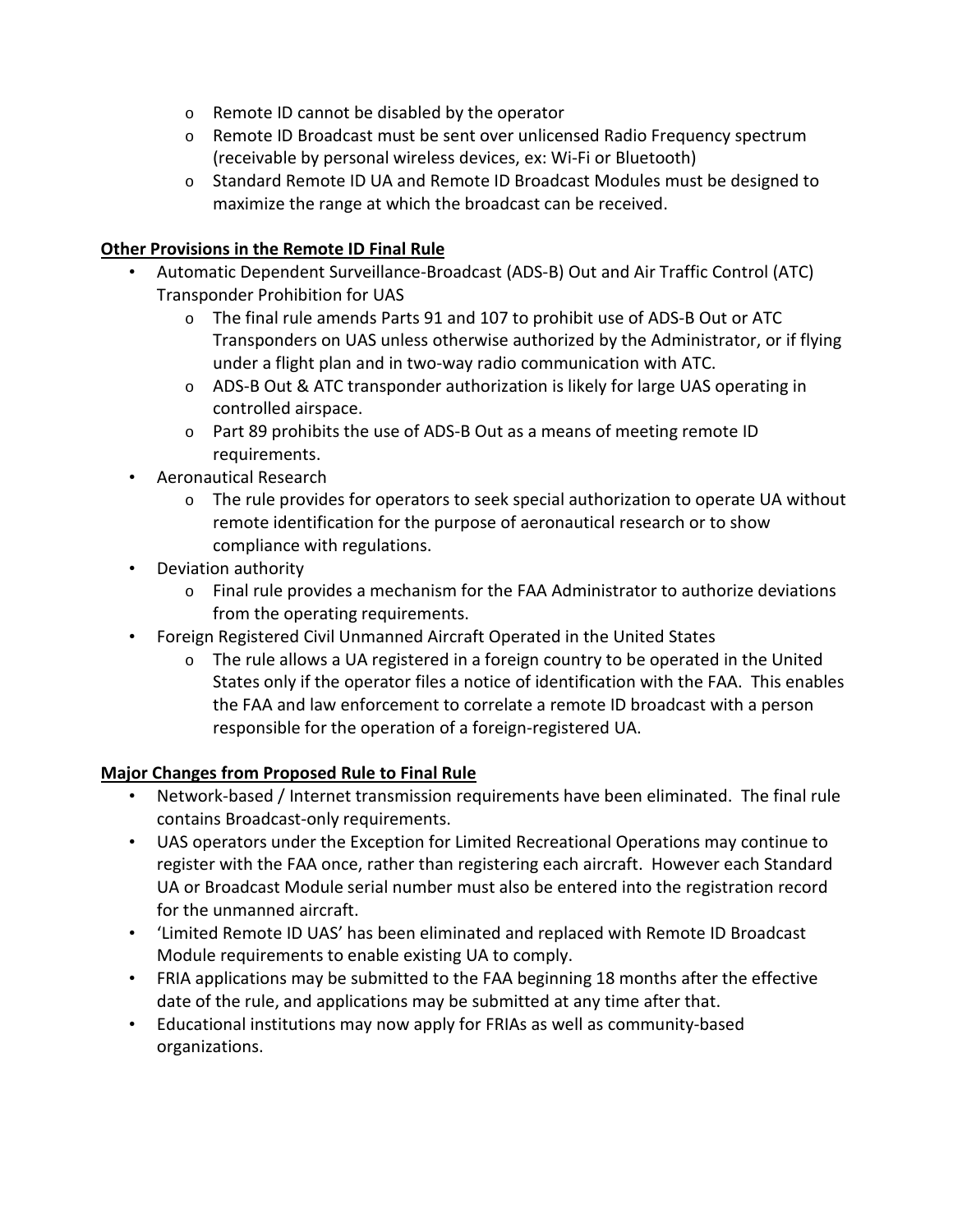- Remote ID cannot be disabled by the operator
- Remote ID Broadcast must be sent over unlicensed Radio Frequency spectrum (receivable by personal wireless devices, ex: Wi-Fi or Bluetooth)
- Standard Remote ID UA and Remote ID Broadcast Modules must be designed to maximize the range at which the broadcast can be received.

**Other Provisions in the Remote ID Final Rule**

- Automatic Dependent Surveillance-Broadcast (ADS-B) Out and Air Traffic Control (ATC) Transponder Prohibition for UAS
  - The final rule amends Parts 91 and 107 to prohibit use of ADS-B Out or ATC Transponders on UAS unless otherwise authorized by the Administrator, or if flying under a flight plan and in two-way radio communication with ATC.
  - ADS-B Out & ATC transponder authorization is likely for large UAS operating in controlled airspace.
  - Part 89 prohibits the use of ADS-B Out as a means of meeting remote ID requirements.
- Aeronautical Research
  - The rule provides for operators to seek special authorization to operate UA without remote identification for the purpose of aeronautical research or to show compliance with regulations.
- Deviation authority
  - Final rule provides a mechanism for the FAA Administrator to authorize deviations from the operating requirements.
- Foreign Registered Civil Unmanned Aircraft Operated in the United States
  - The rule allows a UA registered in a foreign country to be operated in the United States only if the operator files a notice of identification with the FAA. This enables the FAA and law enforcement to correlate a remote ID broadcast with a person responsible for the operation of a foreign-registered UA.

**Major Changes from Proposed Rule to Final Rule**

- Network-based / Internet transmission requirements have been eliminated. The final rule contains Broadcast-only requirements.
- UAS operators under the Exception for Limited Recreational Operations may continue to register with the FAA once, rather than registering each aircraft. However each Standard UA or Broadcast Module serial number must also be entered into the registration record for the unmanned aircraft.
- 'Limited Remote ID UAS' has been eliminated and replaced with Remote ID Broadcast Module requirements to enable existing UA to comply.
- FRIA applications may be submitted to the FAA beginning 18 months after the effective date of the rule, and applications may be submitted at any time after that.
- Educational institutions may now apply for FRIAs as well as community-based organizations.